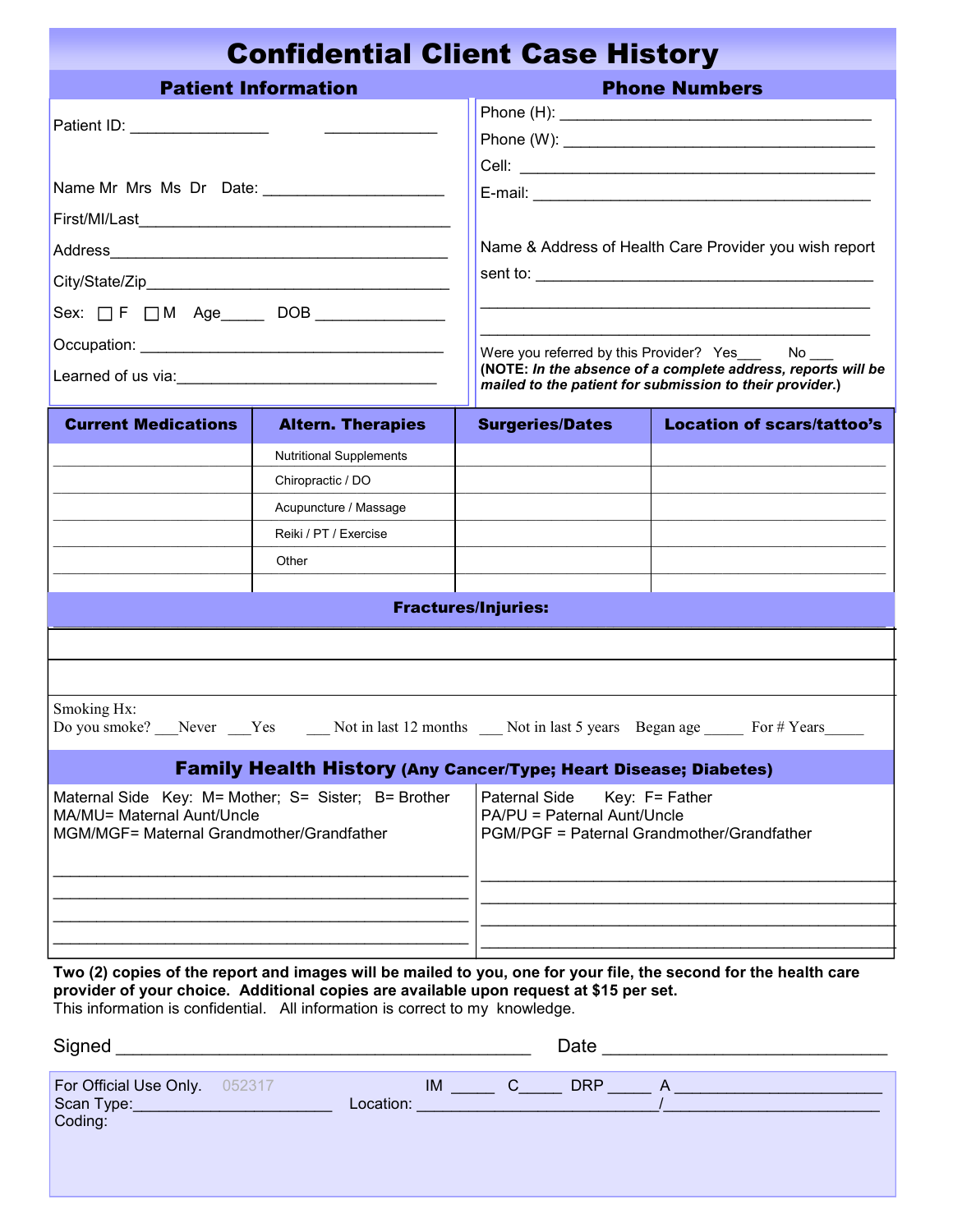# Confidential Client Case History

## Patient Information

Patient ID: ________________ _____________

Name Mr Mrs Ms Dr Date: ______________________

First/MI/Last_____________________________________

Address________________________________________

City/State/Zip____________________________________

Sex: ☐ F ☐ M Age_____ DOB _______________

Occupation: ____________________________________

Learned of us via:________________________________

## Phone Numbers

Phone (H): _____________________________________

Phone (W): _____________________________________

Cell: __________________________________________

E-mail: ________________________________________

Name & Address of Health Care Provider you wish report sent to: ________________________________________

_______________________________________________

_______________________________________________

Were you referred by this Provider? Yes___ No ___

**(NOTE:** ***In the absence of a complete address, reports will be mailed to the patient for submission to their provider.*****)**

| Current Medications | Altern. Therapies | Surgeries/Dates | Location of scars/tattoo's |
|---|---|---|---|
| | Nutritional Supplements | | |
| | Chiropractic / DO | | |
| | Acupuncture / Massage | | |
| | Reiki / PT / Exercise | | |
| | Other | | |
| | | | |

**Fractures/Injuries:**

_______________________________________________

_______________________________________________

Smoking Hx:
Do you smoke? ___Never ___Yes ___ Not in last 12 months ___ Not in last 5 years Began age _____ For # Years_____

## Family Health History (Any Cancer/Type; Heart Disease; Diabetes)

Maternal Side Key: M= Mother; S= Sister; B= Brother
MA/MU= Maternal Aunt/Uncle
MGM/MGF= Maternal Grandmother/Grandfather

_______________________________________________
_______________________________________________
_______________________________________________
_______________________________________________

Paternal Side Key: F= Father
PA/PU = Paternal Aunt/Uncle
PGM/PGF = Paternal Grandmother/Grandfather

_______________________________________________
_______________________________________________
_______________________________________________
_______________________________________________

**Two (2) copies of the report and images will be mailed to you, one for your file, the second for the health care provider of your choice. Additional copies are available upon request at $15 per set.**
This information is confidential. All information is correct to my knowledge.

Signed __________________________________________ Date ____________________________

For Official Use Only. 052317 IM _____ C_____ DRP _____ A _______________________
Scan Type:_______________________ Location: ___________________________/________________________
Coding: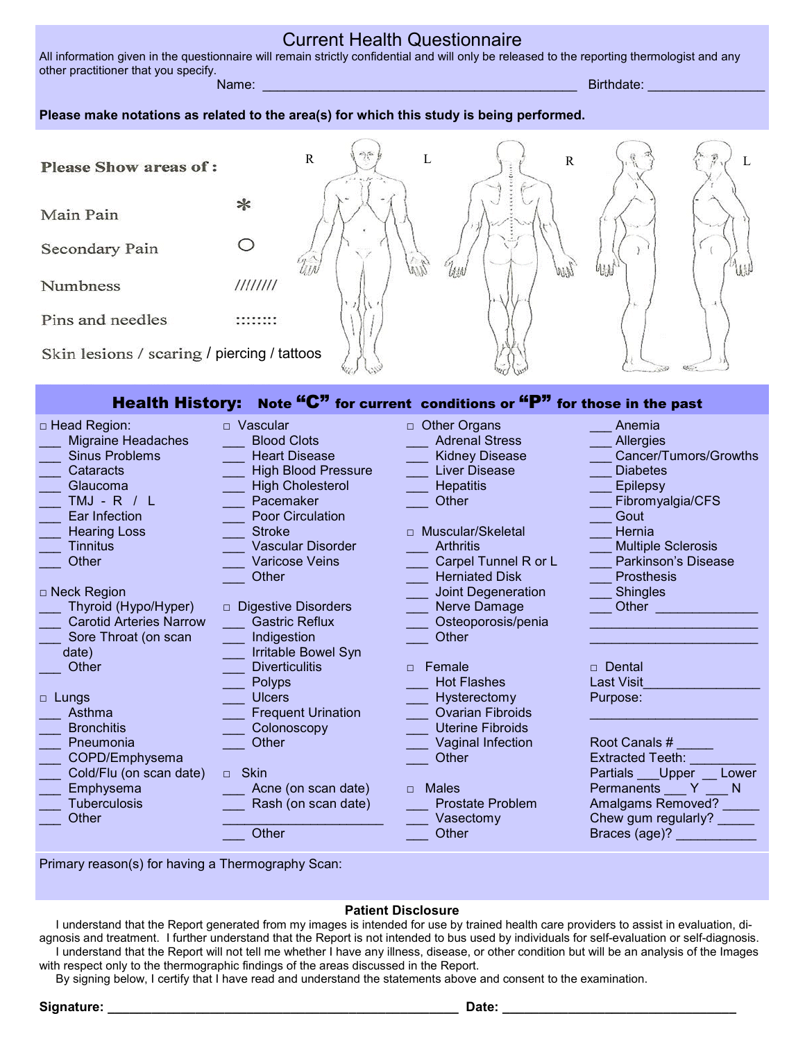# Current Health Questionnaire

All information given in the questionnaire will remain strictly confidential and will only be released to the reporting thermologist and any other practitioner that you specify.

Name: ___________________________________________ Birthdate: _______________

**Please make notations as related to the area(s) for which this study is being performed.**

Please Show areas of :

- Main Pain *
- Secondary Pain ○
- Numbness ////////
- Pins and needles ::::::::
- Skin lesions / scaring / piercing / tattoos

R L R R L

## Health History: Note "C" for current conditions or "P" for those in the past

□ Head Region:
___ Migraine Headaches
___ Sinus Problems
___ Cataracts
___ Glaucoma
___ TMJ - R / L
___ Ear Infection
___ Hearing Loss
___ Tinnitus
___ Other

□ Neck Region
___ Thyroid (Hypo/Hyper)
___ Carotid Arteries Narrow
___ Sore Throat (on scan date)
___ Other

□ Lungs
___ Asthma
___ Bronchitis
___ Pneumonia
___ COPD/Emphysema
___ Cold/Flu (on scan date)
___ Emphysema
___ Tuberculosis
___ Other

□ Vascular
___ Blood Clots
___ Heart Disease
___ High Blood Pressure
___ High Cholesterol
___ Pacemaker
___ Poor Circulation
___ Stroke
___ Vascular Disorder
___ Varicose Veins
___ Other

□ Digestive Disorders
___ Gastric Reflux
___ Indigestion
___ Irritable Bowel Syn
___ Diverticulitis
___ Polyps
___ Ulcers
___ Frequent Urination
___ Colonoscopy
___ Other

□ Skin
___ Acne (on scan date)
___ Rash (on scan date)
______________________
___ Other

□ Other Organs
___ Adrenal Stress
___ Kidney Disease
___ Liver Disease
___ Hepatitis
___ Other

□ Muscular/Skeletal
___ Arthritis
___ Carpel Tunnel R or L
___ Herniated Disk
___ Joint Degeneration
___ Nerve Damage
___ Osteoporosis/penia
___ Other

□ Female
___ Hot Flashes
___ Hysterectomy
___ Ovarian Fibroids
___ Uterine Fibroids
___ Vaginal Infection
___ Other

□ Males
___ Prostate Problem
___ Vasectomy
___ Other

___ Anemia
___ Allergies
___ Cancer/Tumors/Growths
___ Diabetes
___ Epilepsy
___ Fibromyalgia/CFS
___ Gout
___ Hernia
___ Multiple Sclerosis
___ Parkinson's Disease
___ Prosthesis
___ Shingles
___ Other ______________
________________________
________________________

□ Dental
Last Visit_______________
Purpose:
________________________

Root Canals # _____
Extracted Teeth: _________
Partials ___Upper __ Lower
Permanents ___ Y ___ N
Amalgams Removed? _____
Chew gum regularly? _____
Braces (age)? ___________

Primary reason(s) for having a Thermography Scan:

**Patient Disclosure**

I understand that the Report generated from my images is intended for use by trained health care providers to assist in evaluation, diagnosis and treatment. I further understand that the Report is not intended to bus used by individuals for self-evaluation or self-diagnosis.

I understand that the Report will not tell me whether I have any illness, disease, or other condition but will be an analysis of the Images with respect only to the thermographic findings of the areas discussed in the Report.

By signing below, I certify that I have read and understand the statements above and consent to the examination.

**Signature:** ________________________________________________ **Date:** ________________________________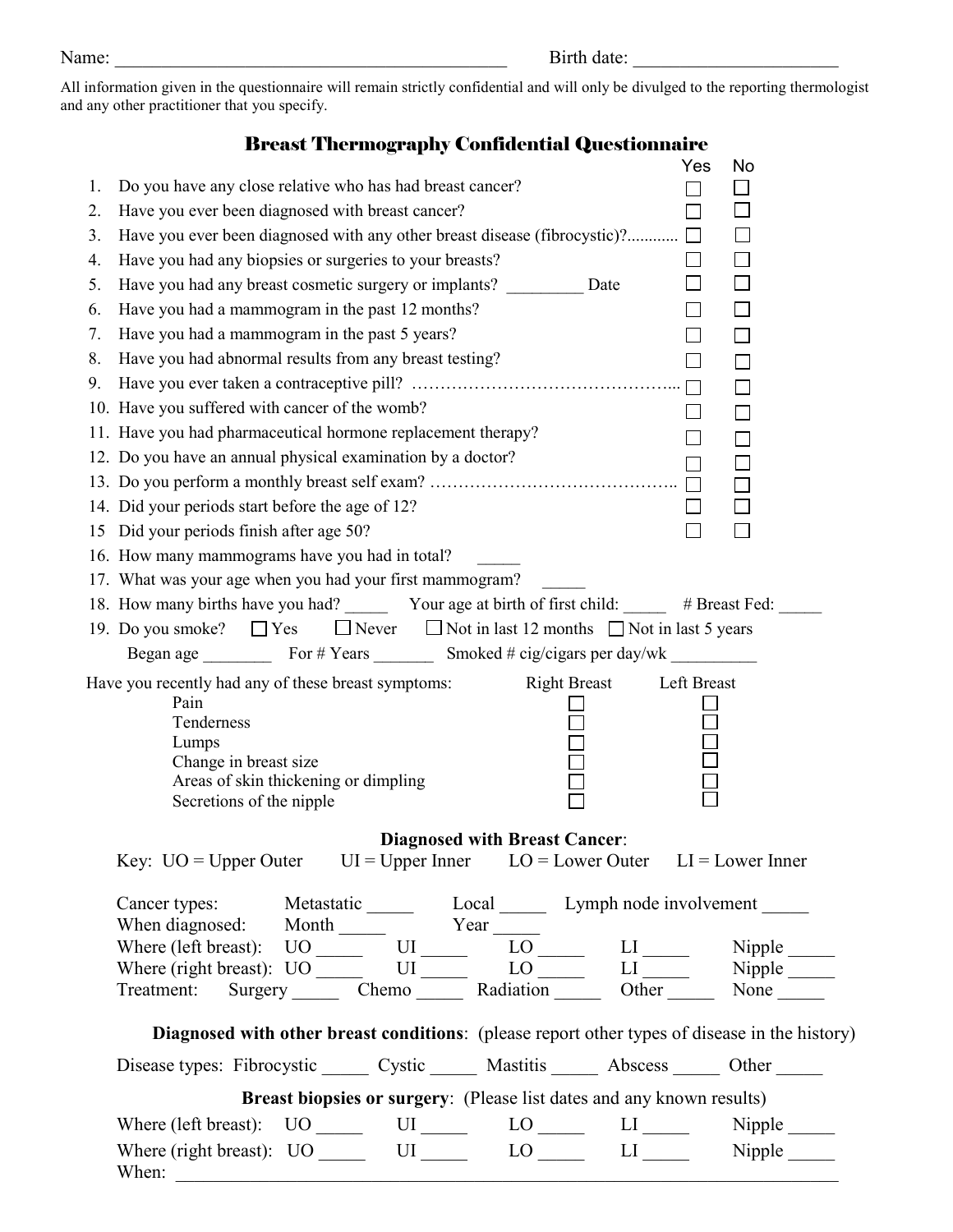Name: ________________________________________ Birth date: ______________________

All information given in the questionnaire will remain strictly confidential and will only be divulged to the reporting thermologist and any other practitioner that you specify.

## Breast Thermography Confidential Questionnaire

| | | Yes | No |
|---|---|---|---|
| 1. | Do you have any close relative who has had breast cancer? | ☐ | ☐ |
| 2. | Have you ever been diagnosed with breast cancer? | ☐ | ☐ |
| 3. | Have you ever been diagnosed with any other breast disease (fibrocystic)?............ | ☐ | ☐ |
| 4. | Have you had any biopsies or surgeries to your breasts? | ☐ | ☐ |
| 5. | Have you had any breast cosmetic surgery or implants? _________ Date | ☐ | ☐ |
| 6. | Have you had a mammogram in the past 12 months? | ☐ | ☐ |
| 7. | Have you had a mammogram in the past 5 years? | ☐ | ☐ |
| 8. | Have you had abnormal results from any breast testing? | ☐ | ☐ |
| 9. | Have you ever taken a contraceptive pill? ………………………………………... | ☐ | ☐ |
| 10. | Have you suffered with cancer of the womb? | ☐ | ☐ |
| 11. | Have you had pharmaceutical hormone replacement therapy? | ☐ | ☐ |
| 12. | Do you have an annual physical examination by a doctor? | ☐ | ☐ |
| 13. | Do you perform a monthly breast self exam? …………………………………….. | ☐ | ☐ |
| 14. | Did your periods start before the age of 12? | ☐ | ☐ |
| 15 | Did your periods finish after age 50? | ☐ | ☐ |

16. How many mammograms have you had in total? _____
17. What was your age when you had your first mammogram? _____
18. How many births have you had? _____ Your age at birth of first child: _____ # Breast Fed: _____
19. Do you smoke? ☐ Yes ☐ Never ☐ Not in last 12 months ☐ Not in last 5 years
    Began age ________ For # Years _______ Smoked # cig/cigars per day/wk __________

| Have you recently had any of these breast symptoms: | Right Breast | Left Breast |
|---|---|---|
| Pain | ☐ | ☐ |
| Tenderness | ☐ | ☐ |
| Lumps | ☐ | ☐ |
| Change in breast size | ☐ | ☐ |
| Areas of skin thickening or dimpling | ☐ | ☐ |
| Secretions of the nipple | ☐ | ☐ |

### Diagnosed with Breast Cancer:

Key: UO = Upper Outer UI = Upper Inner LO = Lower Outer LI = Lower Inner

Cancer types: Metastatic _____ Local _____ Lymph node involvement _____
When diagnosed: Month _____ Year _____
Where (left breast): UO _____ UI _____ LO _____ LI _____ Nipple _____
Where (right breast): UO _____ UI _____ LO _____ LI _____ Nipple _____
Treatment: Surgery _____ Chemo _____ Radiation _____ Other _____ None _____

**Diagnosed with other breast conditions**: (please report other types of disease in the history)

Disease types: Fibrocystic _____ Cystic _____ Mastitis _____ Abscess _____ Other _____

**Breast biopsies or surgery**: (Please list dates and any known results)

Where (left breast): UO _____ UI _____ LO _____ LI _____ Nipple _____
Where (right breast): UO _____ UI _____ LO _____ LI _____ Nipple _____
When: ______________________________________________________________________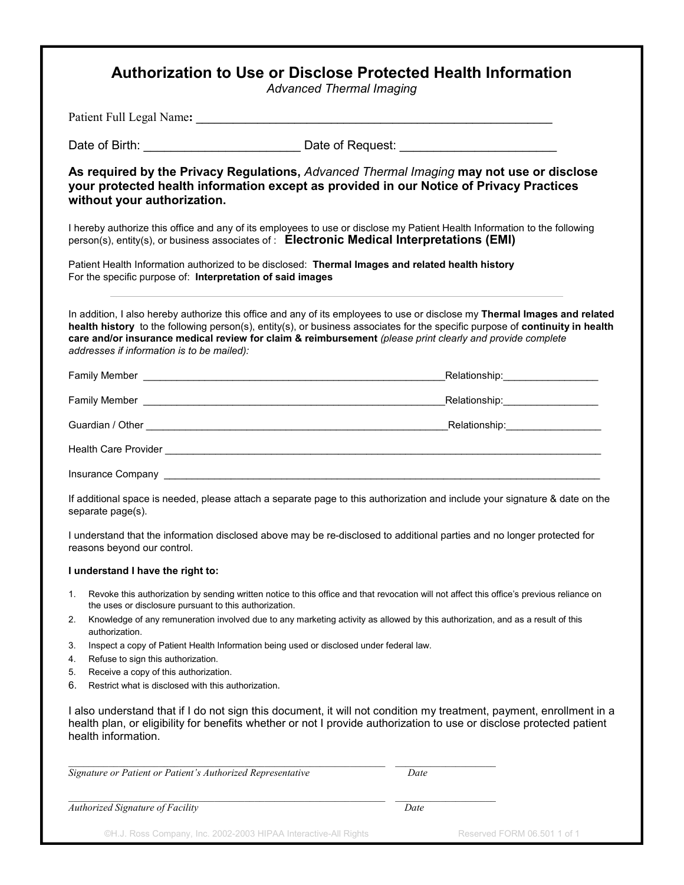# Authorization to Use or Disclose Protected Health Information

*Advanced Thermal Imaging*

Patient Full Legal Name: ________________________________________________________

Date of Birth: ______________________ Date of Request: ______________________

**As required by the Privacy Regulations,** ***Advanced Thermal Imaging*** **may not use or disclose your protected health information except as provided in our Notice of Privacy Practices without your authorization.**

I hereby authorize this office and any of its employees to use or disclose my Patient Health Information to the following person(s), entity(s), or business associates of : **Electronic Medical Interpretations (EMI)**

Patient Health Information authorized to be disclosed: **Thermal Images and related health history**
For the specific purpose of: **Interpretation of said images**

---

In addition, I also hereby authorize this office and any of its employees to use or disclose my **Thermal Images and related health history** to the following person(s), entity(s), or business associates for the specific purpose of **continuity in health care and/or insurance medical review for claim & reimbursement** *(please print clearly and provide complete addresses if information is to be mailed):*

Family Member ______________________________________________________Relationship:________________

Family Member ______________________________________________________Relationship:________________

Guardian / Other ______________________________________________________Relationship:________________

Health Care Provider ___________________________________________________________________________

Insurance Company ___________________________________________________________________________

If additional space is needed, please attach a separate page to this authorization and include your signature & date on the separate page(s).

I understand that the information disclosed above may be re-disclosed to additional parties and no longer protected for reasons beyond our control.

**I understand I have the right to:**

1. Revoke this authorization by sending written notice to this office and that revocation will not affect this office's previous reliance on the uses or disclosure pursuant to this authorization.
2. Knowledge of any remuneration involved due to any marketing activity as allowed by this authorization, and as a result of this authorization.
3. Inspect a copy of Patient Health Information being used or disclosed under federal law.
4. Refuse to sign this authorization.
5. Receive a copy of this authorization.
6. Restrict what is disclosed with this authorization.

I also understand that if I do not sign this document, it will not condition my treatment, payment, enrollment in a health plan, or eligibility for benefits whether or not I provide authorization to use or disclose protected patient health information.

______________________________________________________ __________________
*Signature or Patient or Patient's Authorized Representative* *Date*

______________________________________________________ __________________
*Authorized Signature of Facility* *Date*

©H.J. Ross Company, Inc. 2002-2003 HIPAA Interactive-All Rights Reserved FORM 06.501